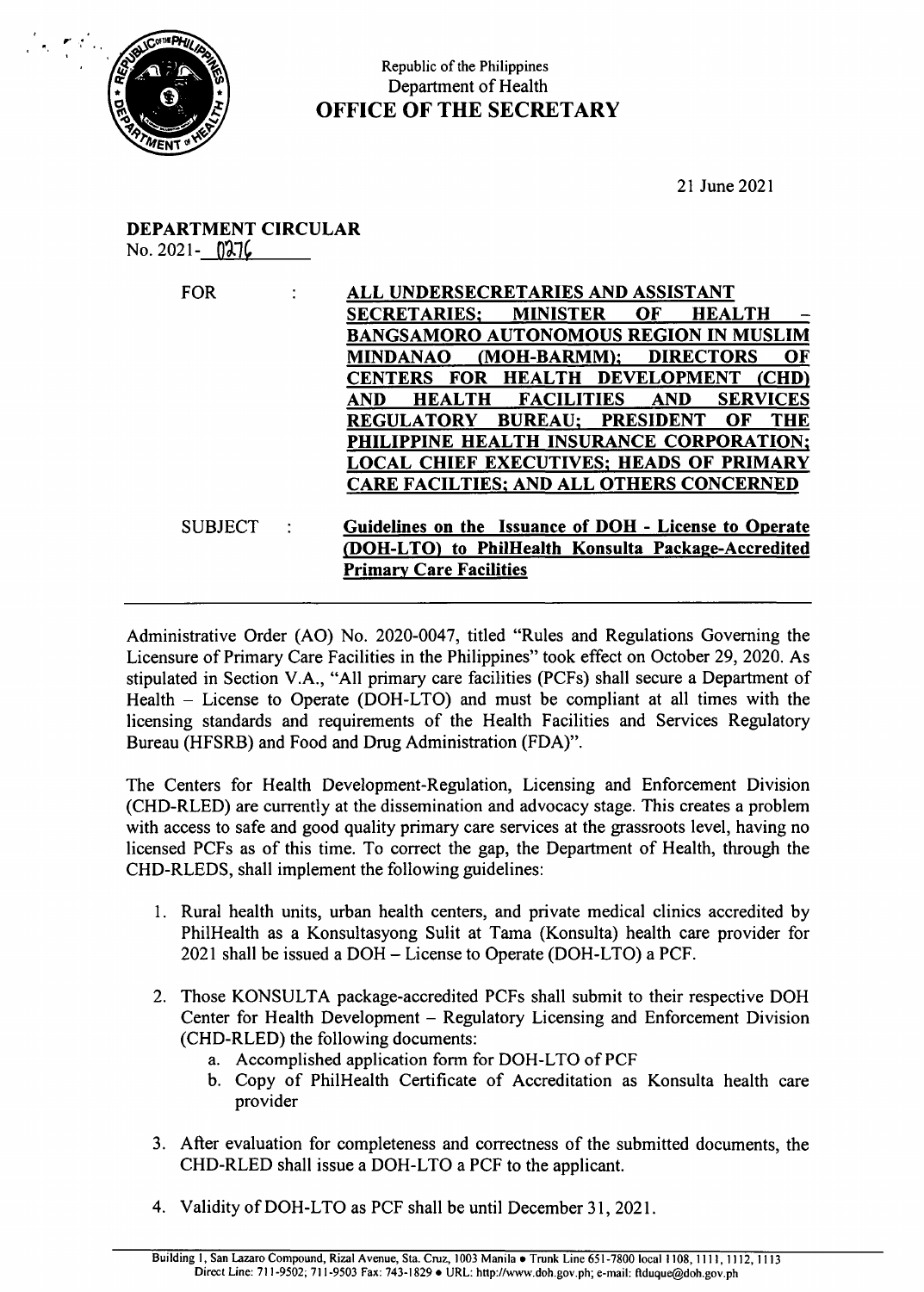Republic of the Philippines
Department of Health
**OFFICE OF THE SECRETARY**

21 June 2021

**DEPARTMENT CIRCULAR**
No. 2021- 0276

FOR : **ALL UNDERSECRETARIES AND ASSISTANT SECRETARIES; MINISTER OF HEALTH – BANGSAMORO AUTONOMOUS REGION IN MUSLIM MINDANAO (MOH-BARMM); DIRECTORS OF CENTERS FOR HEALTH DEVELOPMENT (CHD) AND HEALTH FACILITIES AND SERVICES REGULATORY BUREAU; PRESIDENT OF THE PHILIPPINE HEALTH INSURANCE CORPORATION; LOCAL CHIEF EXECUTIVES; HEADS OF PRIMARY CARE FACILTIES; AND ALL OTHERS CONCERNED**

SUBJECT : **Guidelines on the Issuance of DOH - License to Operate (DOH-LTO) to PhilHealth Konsulta Package-Accredited Primary Care Facilities**

---

Administrative Order (AO) No. 2020-0047, titled "Rules and Regulations Governing the Licensure of Primary Care Facilities in the Philippines" took effect on October 29, 2020. As stipulated in Section V.A., "All primary care facilities (PCFs) shall secure a Department of Health – License to Operate (DOH-LTO) and must be compliant at all times with the licensing standards and requirements of the Health Facilities and Services Regulatory Bureau (HFSRB) and Food and Drug Administration (FDA)".

The Centers for Health Development-Regulation, Licensing and Enforcement Division (CHD-RLED) are currently at the dissemination and advocacy stage. This creates a problem with access to safe and good quality primary care services at the grassroots level, having no licensed PCFs as of this time. To correct the gap, the Department of Health, through the CHD-RLEDS, shall implement the following guidelines:

1. Rural health units, urban health centers, and private medical clinics accredited by PhilHealth as a Konsultasyong Sulit at Tama (Konsulta) health care provider for 2021 shall be issued a DOH – License to Operate (DOH-LTO) a PCF.

2. Those KONSULTA package-accredited PCFs shall submit to their respective DOH Center for Health Development – Regulatory Licensing and Enforcement Division (CHD-RLED) the following documents:
   a. Accomplished application form for DOH-LTO of PCF
   b. Copy of PhilHealth Certificate of Accreditation as Konsulta health care provider

3. After evaluation for completeness and correctness of the submitted documents, the CHD-RLED shall issue a DOH-LTO a PCF to the applicant.

4. Validity of DOH-LTO as PCF shall be until December 31, 2021.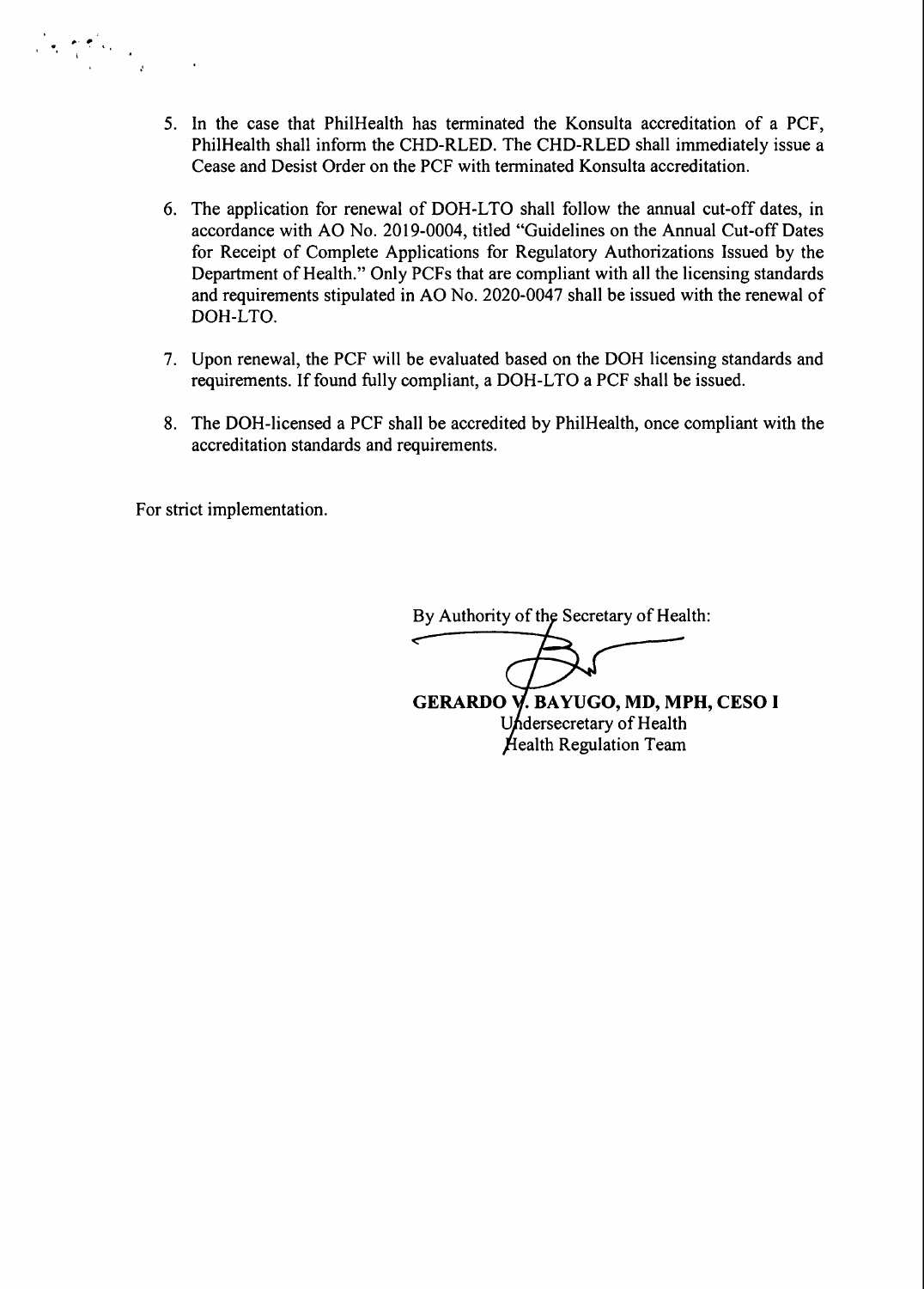5. In the case that PhilHealth has terminated the Konsulta accreditation of a PCF, PhilHealth shall inform the CHD-RLED. The CHD-RLED shall immediately issue a Cease and Desist Order on the PCF with terminated Konsulta accreditation.

6. The application for renewal of DOH-LTO shall follow the annual cut-off dates, in accordance with AO No. 2019-0004, titled "Guidelines on the Annual Cut-off Dates for Receipt of Complete Applications for Regulatory Authorizations Issued by the Department of Health." Only PCFs that are compliant with all the licensing standards and requirements stipulated in AO No. 2020-0047 shall be issued with the renewal of DOH-LTO.

7. Upon renewal, the PCF will be evaluated based on the DOH licensing standards and requirements. If found fully compliant, a DOH-LTO a PCF shall be issued.

8. The DOH-licensed a PCF shall be accredited by PhilHealth, once compliant with the accreditation standards and requirements.

For strict implementation.

By Authority of the Secretary of Health:

**GERARDO V. BAYUGO, MD, MPH, CESO I**
Undersecretary of Health
Health Regulation Team